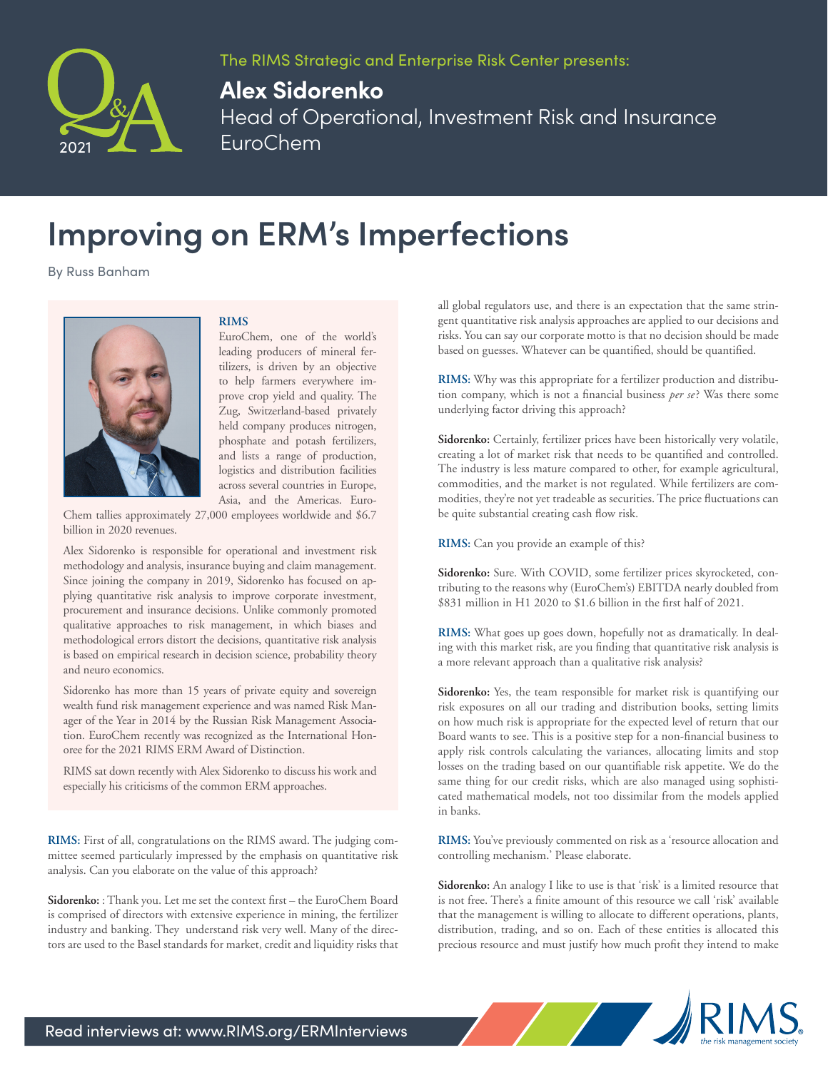The RIMS Strategic and Enterprise Risk Center presents:

**Alex Sidorenko**
Head of Operational, Investment Risk and Insurance
EuroChem

Q&A 2021

# Improving on ERM's Imperfections

By Russ Banham

**RIMS**

EuroChem, one of the world's leading producers of mineral fertilizers, is driven by an objective to help farmers everywhere improve crop yield and quality. The Zug, Switzerland-based privately held company produces nitrogen, phosphate and potash fertilizers, and lists a range of production, logistics and distribution facilities across several countries in Europe, Asia, and the Americas. EuroChem tallies approximately 27,000 employees worldwide and $6.7 billion in 2020 revenues.

Alex Sidorenko is responsible for operational and investment risk methodology and analysis, insurance buying and claim management. Since joining the company in 2019, Sidorenko has focused on applying quantitative risk analysis to improve corporate investment, procurement and insurance decisions. Unlike commonly promoted qualitative approaches to risk management, in which biases and methodological errors distort the decisions, quantitative risk analysis is based on empirical research in decision science, probability theory and neuro economics.

Sidorenko has more than 15 years of private equity and sovereign wealth fund risk management experience and was named Risk Manager of the Year in 2014 by the Russian Risk Management Association. EuroChem recently was recognized as the International Honoree for the 2021 RIMS ERM Award of Distinction.

RIMS sat down recently with Alex Sidorenko to discuss his work and especially his criticisms of the common ERM approaches.

**RIMS:** First of all, congratulations on the RIMS award. The judging committee seemed particularly impressed by the emphasis on quantitative risk analysis. Can you elaborate on the value of this approach?

**Sidorenko:** : Thank you. Let me set the context first – the EuroChem Board is comprised of directors with extensive experience in mining, the fertilizer industry and banking. They understand risk very well. Many of the directors are used to the Basel standards for market, credit and liquidity risks that all global regulators use, and there is an expectation that the same stringent quantitative risk analysis approaches are applied to our decisions and risks. You can say our corporate motto is that no decision should be made based on guesses. Whatever can be quantified, should be quantified.

**RIMS:** Why was this appropriate for a fertilizer production and distribution company, which is not a financial business *per se*? Was there some underlying factor driving this approach?

**Sidorenko:** Certainly, fertilizer prices have been historically very volatile, creating a lot of market risk that needs to be quantified and controlled. The industry is less mature compared to other, for example agricultural, commodities, and the market is not regulated. While fertilizers are commodities, they're not yet tradeable as securities. The price fluctuations can be quite substantial creating cash flow risk.

**RIMS:** Can you provide an example of this?

**Sidorenko:** Sure. With COVID, some fertilizer prices skyrocketed, contributing to the reasons why (EuroChem's) EBITDA nearly doubled from $831 million in H1 2020 to $1.6 billion in the first half of 2021.

**RIMS:** What goes up goes down, hopefully not as dramatically. In dealing with this market risk, are you finding that quantitative risk analysis is a more relevant approach than a qualitative risk analysis?

**Sidorenko:** Yes, the team responsible for market risk is quantifying our risk exposures on all our trading and distribution books, setting limits on how much risk is appropriate for the expected level of return that our Board wants to see. This is a positive step for a non-financial business to apply risk controls calculating the variances, allocating limits and stop losses on the trading based on our quantifiable risk appetite. We do the same thing for our credit risks, which are also managed using sophisticated mathematical models, not too dissimilar from the models applied in banks.

**RIMS:** You've previously commented on risk as a 'resource allocation and controlling mechanism.' Please elaborate.

**Sidorenko:** An analogy I like to use is that 'risk' is a limited resource that is not free. There's a finite amount of this resource we call 'risk' available that the management is willing to allocate to different operations, plants, distribution, trading, and so on. Each of these entities is allocated this precious resource and must justify how much profit they intend to make

Read interviews at: www.RIMS.org/ERMInterviews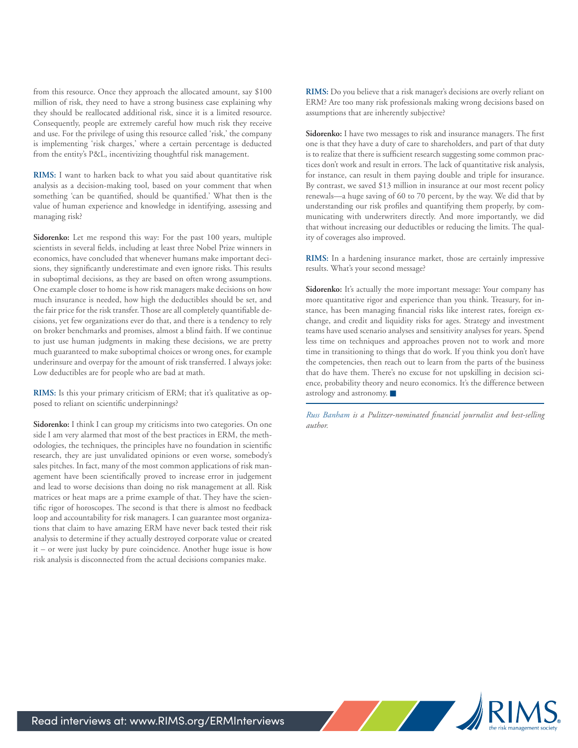from this resource. Once they approach the allocated amount, say $100 million of risk, they need to have a strong business case explaining why they should be reallocated additional risk, since it is a limited resource. Consequently, people are extremely careful how much risk they receive and use. For the privilege of using this resource called 'risk,' the company is implementing 'risk charges,' where a certain percentage is deducted from the entity's P&L, incentivizing thoughtful risk management.

**RIMS:** I want to harken back to what you said about quantitative risk analysis as a decision-making tool, based on your comment that when something 'can be quantified, should be quantified.' What then is the value of human experience and knowledge in identifying, assessing and managing risk?

**Sidorenko:** Let me respond this way: For the past 100 years, multiple scientists in several fields, including at least three Nobel Prize winners in economics, have concluded that whenever humans make important decisions, they significantly underestimate and even ignore risks. This results in suboptimal decisions, as they are based on often wrong assumptions. One example closer to home is how risk managers make decisions on how much insurance is needed, how high the deductibles should be set, and the fair price for the risk transfer. Those are all completely quantifiable decisions, yet few organizations ever do that, and there is a tendency to rely on broker benchmarks and promises, almost a blind faith. If we continue to just use human judgments in making these decisions, we are pretty much guaranteed to make suboptimal choices or wrong ones, for example underinsure and overpay for the amount of risk transferred. I always joke: Low deductibles are for people who are bad at math.

**RIMS:** Is this your primary criticism of ERM; that it's qualitative as opposed to reliant on scientific underpinnings?

**Sidorenko:** I think I can group my criticisms into two categories. On one side I am very alarmed that most of the best practices in ERM, the methodologies, the techniques, the principles have no foundation in scientific research, they are just unvalidated opinions or even worse, somebody's sales pitches. In fact, many of the most common applications of risk management have been scientifically proved to increase error in judgement and lead to worse decisions than doing no risk management at all. Risk matrices or heat maps are a prime example of that. They have the scientific rigor of horoscopes. The second is that there is almost no feedback loop and accountability for risk managers. I can guarantee most organizations that claim to have amazing ERM have never back tested their risk analysis to determine if they actually destroyed corporate value or created it – or were just lucky by pure coincidence. Another huge issue is how risk analysis is disconnected from the actual decisions companies make.

**RIMS:** Do you believe that a risk manager's decisions are overly reliant on ERM? Are too many risk professionals making wrong decisions based on assumptions that are inherently subjective?

**Sidorenko:** I have two messages to risk and insurance managers. The first one is that they have a duty of care to shareholders, and part of that duty is to realize that there is sufficient research suggesting some common practices don't work and result in errors. The lack of quantitative risk analysis, for instance, can result in them paying double and triple for insurance. By contrast, we saved $13 million in insurance at our most recent policy renewals—a huge saving of 60 to 70 percent, by the way. We did that by understanding our risk profiles and quantifying them properly, by communicating with underwriters directly. And more importantly, we did that without increasing our deductibles or reducing the limits. The quality of coverages also improved.

**RIMS:** In a hardening insurance market, those are certainly impressive results. What's your second message?

**Sidorenko:** It's actually the more important message: Your company has more quantitative rigor and experience than you think. Treasury, for instance, has been managing financial risks like interest rates, foreign exchange, and credit and liquidity risks for ages. Strategy and investment teams have used scenario analyses and sensitivity analyses for years. Spend less time on techniques and approaches proven not to work and more time in transitioning to things that do work. If you think you don't have the competencies, then reach out to learn from the parts of the business that do have them. There's no excuse for not upskilling in decision science, probability theory and neuro economics. It's the difference between astrology and astronomy. ■

---

*Russ Banham is a Pulitzer-nominated financial journalist and best-selling author.*

Read interviews at: www.RIMS.org/ERMInterviews

RIMS the risk management society